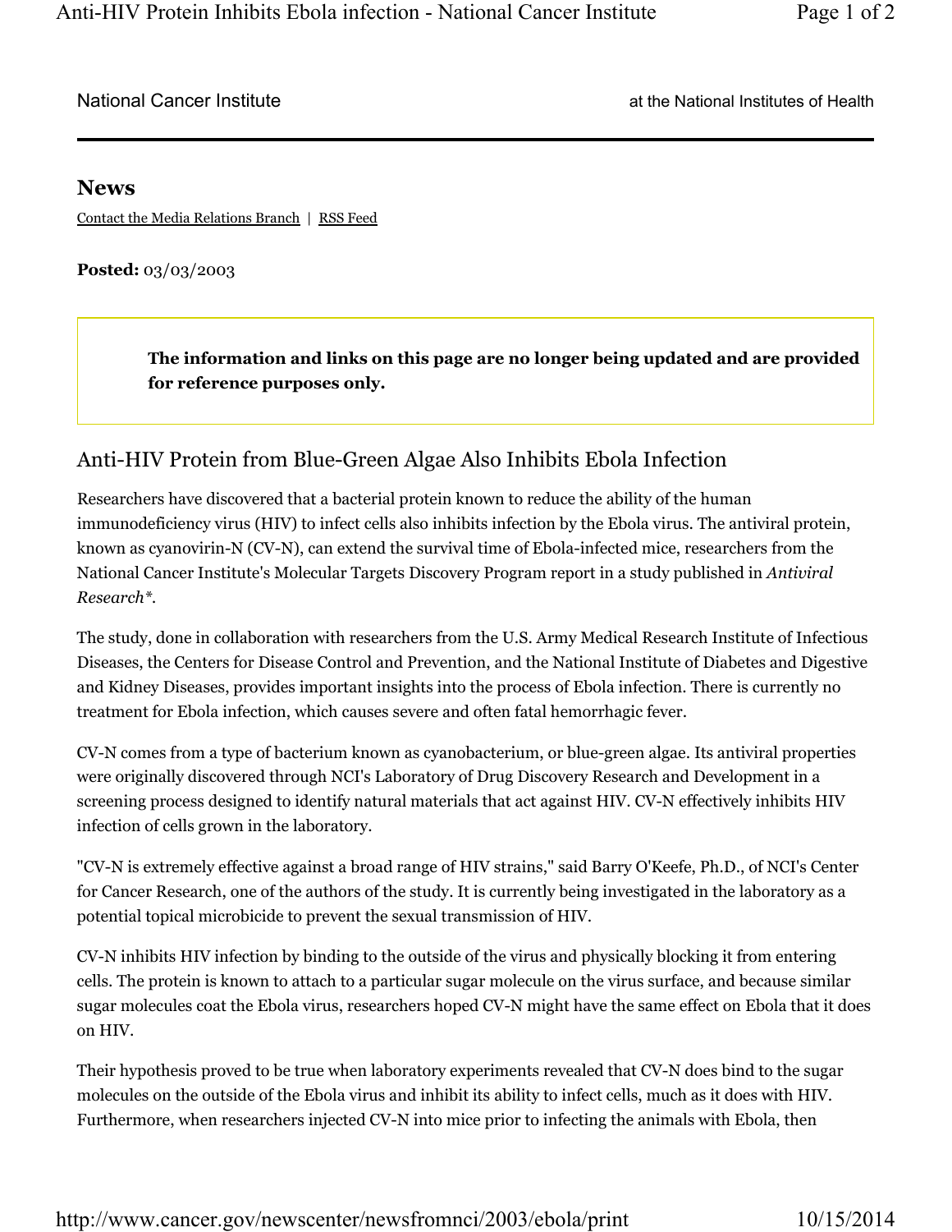National Cancer Institute — at the National Institutes of Health

## News

Contact the Media Relations Branch | RSS Feed

**Posted:** 03/03/2003

> **The information and links on this page are no longer being updated and are provided for reference purposes only.**

# Anti-HIV Protein from Blue-Green Algae Also Inhibits Ebola Infection

Researchers have discovered that a bacterial protein known to reduce the ability of the human immunodeficiency virus (HIV) to infect cells also inhibits infection by the Ebola virus. The antiviral protein, known as cyanovirin-N (CV-N), can extend the survival time of Ebola-infected mice, researchers from the National Cancer Institute's Molecular Targets Discovery Program report in a study published in *Antiviral Research**.

The study, done in collaboration with researchers from the U.S. Army Medical Research Institute of Infectious Diseases, the Centers for Disease Control and Prevention, and the National Institute of Diabetes and Digestive and Kidney Diseases, provides important insights into the process of Ebola infection. There is currently no treatment for Ebola infection, which causes severe and often fatal hemorrhagic fever.

CV-N comes from a type of bacterium known as cyanobacterium, or blue-green algae. Its antiviral properties were originally discovered through NCI's Laboratory of Drug Discovery Research and Development in a screening process designed to identify natural materials that act against HIV. CV-N effectively inhibits HIV infection of cells grown in the laboratory.

"CV-N is extremely effective against a broad range of HIV strains," said Barry O'Keefe, Ph.D., of NCI's Center for Cancer Research, one of the authors of the study. It is currently being investigated in the laboratory as a potential topical microbicide to prevent the sexual transmission of HIV.

CV-N inhibits HIV infection by binding to the outside of the virus and physically blocking it from entering cells. The protein is known to attach to a particular sugar molecule on the virus surface, and because similar sugar molecules coat the Ebola virus, researchers hoped CV-N might have the same effect on Ebola that it does on HIV.

Their hypothesis proved to be true when laboratory experiments revealed that CV-N does bind to the sugar molecules on the outside of the Ebola virus and inhibit its ability to infect cells, much as it does with HIV. Furthermore, when researchers injected CV-N into mice prior to infecting the animals with Ebola, then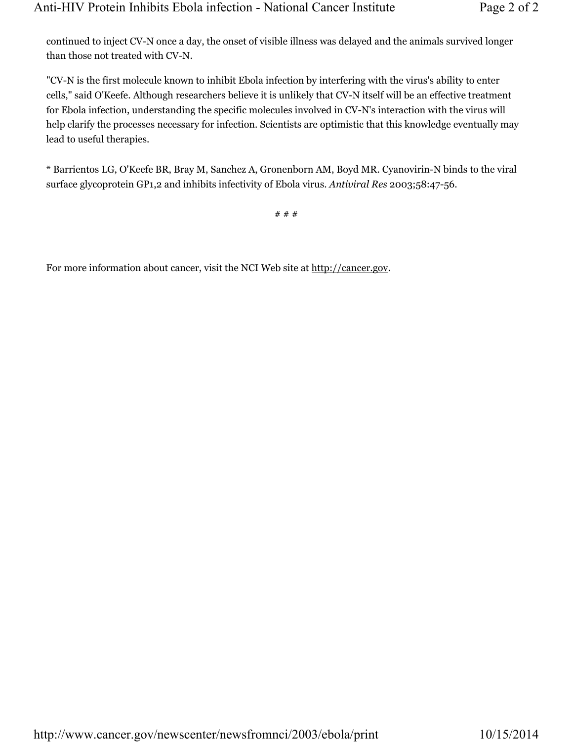continued to inject CV-N once a day, the onset of visible illness was delayed and the animals survived longer than those not treated with CV-N.

"CV-N is the first molecule known to inhibit Ebola infection by interfering with the virus's ability to enter cells," said O'Keefe. Although researchers believe it is unlikely that CV-N itself will be an effective treatment for Ebola infection, understanding the specific molecules involved in CV-N's interaction with the virus will help clarify the processes necessary for infection. Scientists are optimistic that this knowledge eventually may lead to useful therapies.

* Barrientos LG, O'Keefe BR, Bray M, Sanchez A, Gronenborn AM, Boyd MR. Cyanovirin-N binds to the viral surface glycoprotein GP1,2 and inhibits infectivity of Ebola virus. *Antiviral Res* 2003;58:47-56.

# # #

For more information about cancer, visit the NCI Web site at http://cancer.gov.